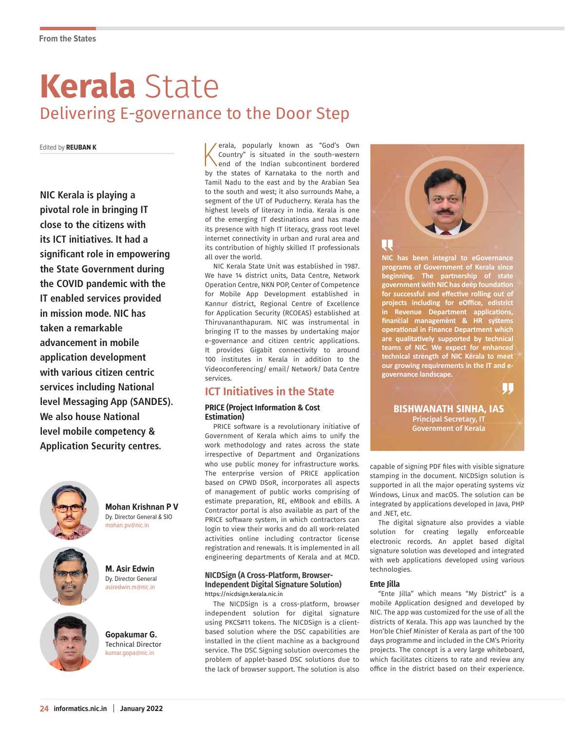From the States

# Kerala State

## Delivering E-governance to the Door Step

Edited by **REUBAN K**

**NIC Kerala is playing a pivotal role in bringing IT close to the citizens with its ICT initiatives. It had a significant role in empowering the State Government during the COVID pandemic with the IT enabled services provided in mission mode. NIC has taken a remarkable advancement in mobile application development with various citizen centric services including National level Messaging App (SANDES). We also house National level mobile competency & Application Security centres.**

**Mohan Krishnan P V**
Dy. Director General & SIO
mohan.pv@nic.in

**M. Asir Edwin**
Dy. Director General
asiredwin.m@nic.in

**Gopakumar G.**
Technical Director
kumar.gopa@nic.in

Kerala, popularly known as "God's Own Country" is situated in the south-western end of the Indian subcontinent bordered by the states of Karnataka to the north and Tamil Nadu to the east and by the Arabian Sea to the south and west; it also surrounds Mahe, a segment of the UT of Puducherry. Kerala has the highest levels of literacy in India. Kerala is one of the emerging IT destinations and has made its presence with high IT literacy, grass root level internet connectivity in urban and rural area and its contribution of highly skilled IT professionals all over the world.

NIC Kerala State Unit was established in 1987. We have 14 district units, Data Centre, Network Operation Centre, NKN POP, Center of Competence for Mobile App Development established in Kannur district, Regional Centre of Excellence for Application Security (RCOEAS) established at Thiruvananthapuram. NIC was instrumental in bringing IT to the masses by undertaking major e-governance and citizen centric applications. It provides Gigabit connectivity to around 100 institutes in Kerala in addition to the Videoconferencing/ email/ Network/ Data Centre services.

> **NIC has been integral to eGovernance programs of Government of Kerala since beginning. The partnership of state government with NIC has deep foundation for successful and effective rolling out of projects including for eOffice, edistrict in Revenue Department applications, financial management & HR systems operational in Finance Department which are qualitatively supported by technical teams of NIC. We expect for enhanced technical strength of NIC Kerala to meet our growing requirements in the IT and e-governance landscape.**
>
> **BISHWANATH SINHA, IAS**
> Principal Secretary, IT
> Government of Kerala

## ICT Initiatives in the State

### PRICE (Project Information & Cost Estimation)

PRICE software is a revolutionary initiative of Government of Kerala which aims to unify the work methodology and rates across the state irrespective of Department and Organizations who use public money for infrastructure works. The enterprise version of PRICE application based on CPWD DSoR, incorporates all aspects of management of public works comprising of estimate preparation, RE, eMBook and eBills. A Contractor portal is also available as part of the PRICE software system, in which contractors can login to view their works and do all work-related activities online including contractor license registration and renewals. It is implemented in all engineering departments of Kerala and at MCD.

### NICDSign (A Cross-Platform, Browser-Independent Digital Signature Solution)

https://nicdsign.kerala.nic.in

The NICDSign is a cross-platform, browser independent solution for digital signature using PKCS#11 tokens. The NICDSign is a client-based solution where the DSC capabilities are installed in the client machine as a background service. The DSC Signing solution overcomes the problem of applet-based DSC solutions due to the lack of browser support. The solution is also capable of signing PDF files with visible signature stamping in the document. NICDSign solution is supported in all the major operating systems viz Windows, Linux and macOS. The solution can be integrated by applications developed in Java, PHP and .NET, etc.

The digital signature also provides a viable solution for creating legally enforceable electronic records. An applet based digital signature solution was developed and integrated with web applications developed using various technologies.

### Ente Jilla

"Ente Jilla" which means "My District" is a mobile Application designed and developed by NIC. The app was customized for the use of all the districts of Kerala. This app was launched by the Hon'ble Chief Minister of Kerala as part of the 100 days programme and included in the CM's Priority projects. The concept is a very large whiteboard, which facilitates citizens to rate and review any office in the district based on their experience.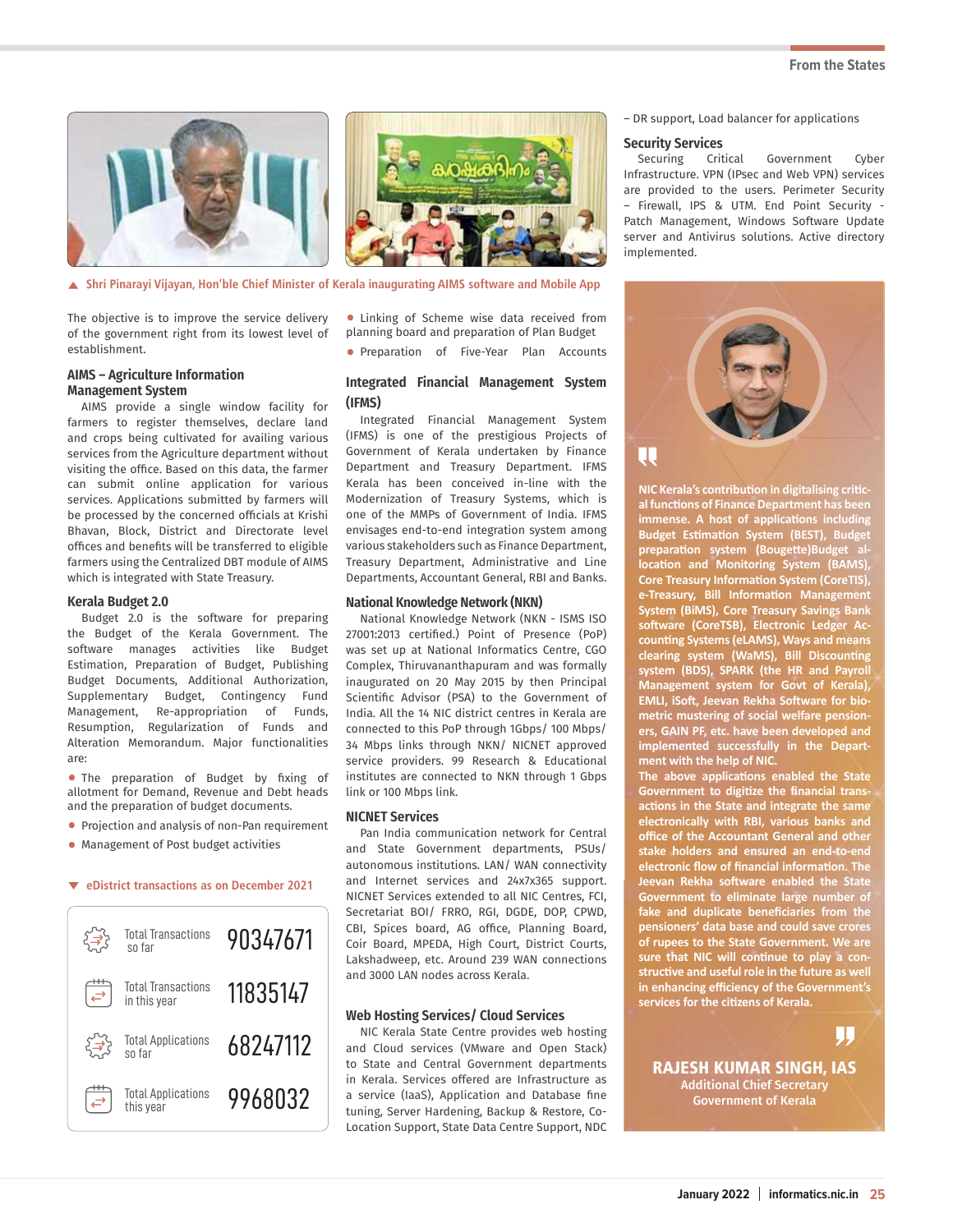▲ Shri Pinarayi Vijayan, Hon'ble Chief Minister of Kerala inaugurating AIMS software and Mobile App

The objective is to improve the service delivery of the government right from its lowest level of establishment.

### AIMS – Agriculture Information Management System

AIMS provide a single window facility for farmers to register themselves, declare land and crops being cultivated for availing various services from the Agriculture department without visiting the office. Based on this data, the farmer can submit online application for various services. Applications submitted by farmers will be processed by the concerned officials at Krishi Bhavan, Block, District and Directorate level offices and benefits will be transferred to eligible farmers using the Centralized DBT module of AIMS which is integrated with State Treasury.

### Kerala Budget 2.0

Budget 2.0 is the software for preparing the Budget of the Kerala Government. The software manages activities like Budget Estimation, Preparation of Budget, Publishing Budget Documents, Additional Authorization, Supplementary Budget, Contingency Fund Management, Re-appropriation of Funds, Resumption, Regularization of Funds and Alteration Memorandum. Major functionalities are:

- The preparation of Budget by fixing of allotment for Demand, Revenue and Debt heads and the preparation of budget documents.
- Projection and analysis of non-Pan requirement
- Management of Post budget activities

▼ eDistrict transactions as on December 2021

| | |
|---|---|
| Total Transactions so far | 90347671 |
| Total Transactions in this year | 11835147 |
| Total Applications so far | 68247112 |
| Total Applications this year | 9968032 |

- Linking of Scheme wise data received from planning board and preparation of Plan Budget
- Preparation of Five-Year Plan Accounts

### Integrated Financial Management System (IFMS)

Integrated Financial Management System (IFMS) is one of the prestigious Projects of Government of Kerala undertaken by Finance Department and Treasury Department. IFMS Kerala has been conceived in-line with the Modernization of Treasury Systems, which is one of the MMPs of Government of India. IFMS envisages end-to-end integration system among various stakeholders such as Finance Department, Treasury Department, Administrative and Line Departments, Accountant General, RBI and Banks.

### National Knowledge Network (NKN)

National Knowledge Network (NKN - ISMS ISO 27001:2013 certified.) Point of Presence (PoP) was set up at National Informatics Centre, CGO Complex, Thiruvananthapuram and was formally inaugurated on 20 May 2015 by then Principal Scientific Advisor (PSA) to the Government of India. All the 14 NIC district centres in Kerala are connected to this PoP through 1Gbps/ 100 Mbps/ 34 Mbps links through NKN/ NICNET approved service providers. 99 Research & Educational institutes are connected to NKN through 1 Gbps link or 100 Mbps link.

### NICNET Services

Pan India communication network for Central and State Government departments, PSUs/ autonomous institutions. LAN/ WAN connectivity and Internet services and 24x7x365 support. NICNET Services extended to all NIC Centres, FCI, Secretariat BOI/ FRRO, RGI, DGDE, DOP, CPWD, CBI, Spices board, AG office, Planning Board, Coir Board, MPEDA, High Court, District Courts, Lakshadweep, etc. Around 239 WAN connections and 3000 LAN nodes across Kerala.

### Web Hosting Services/ Cloud Services

NIC Kerala State Centre provides web hosting and Cloud services (VMware and Open Stack) to State and Central Government departments in Kerala. Services offered are Infrastructure as a service (IaaS), Application and Database fine tuning, Server Hardening, Backup & Restore, Co-Location Support, State Data Centre Support, NDC – DR support, Load balancer for applications

### Security Services

Securing Critical Government Cyber Infrastructure. VPN (IPsec and Web VPN) services are provided to the users. Perimeter Security – Firewall, IPS & UTM. End Point Security - Patch Management, Windows Software Update server and Antivirus solutions. Active directory implemented.

**NIC Kerala's contribution in digitalising critical functions of Finance Department has been immense. A host of applications including Budget Estimation System (BEST), Budget preparation system (Bougette)Budget allocation and Monitoring System (BAMS), Core Treasury Information System (CoreTIS), e-Treasury, Bill Information Management System (BiMS), Core Treasury Savings Bank software (CoreTSB), Electronic Ledger Accounting Systems (eLAMS), Ways and means clearing system (WaMS), Bill Discounting system (BDS), SPARK (the HR and Payroll Management system for Govt of Kerala), EMLI, iSoft, Jeevan Rekha Software for biometric mustering of social welfare pensioners, GAIN PF, etc. have been developed and implemented successfully in the Department with the help of NIC.**

**The above applications enabled the State Government to digitize the financial transactions in the State and integrate the same electronically with RBI, various banks and office of the Accountant General and other stake holders and ensured an end-to-end electronic flow of financial information. The Jeevan Rekha software enabled the State Government to eliminate large number of fake and duplicate beneficiaries from the pensioners' data base and could save crores of rupees to the State Government. We are sure that NIC will continue to play a constructive and useful role in the future as well in enhancing efficiency of the Government's services for the citizens of Kerala.**

**RAJESH KUMAR SINGH, IAS**
Additional Chief Secretary
Government of Kerala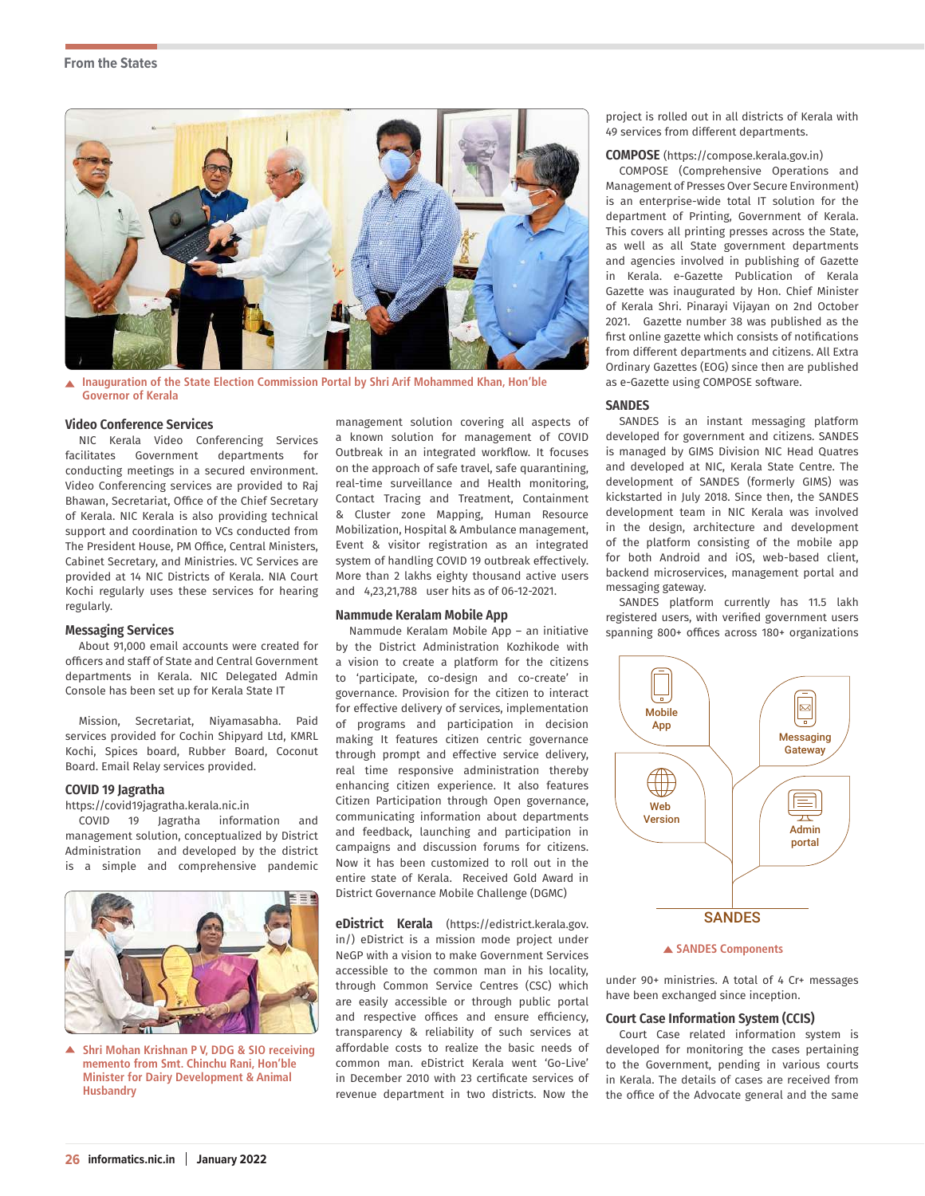Inauguration of the State Election Commission Portal by Shri Arif Mohammed Khan, Hon'ble Governor of Kerala

### Video Conference Services

NIC Kerala Video Conferencing Services facilitates Government departments for conducting meetings in a secured environment. Video Conferencing services are provided to Raj Bhawan, Secretariat, Office of the Chief Secretary of Kerala. NIC Kerala is also providing technical support and coordination to VCs conducted from The President House, PM Office, Central Ministers, Cabinet Secretary, and Ministries. VC Services are provided at 14 NIC Districts of Kerala. NIA Court Kochi regularly uses these services for hearing regularly.

### Messaging Services

About 91,000 email accounts were created for officers and staff of State and Central Government departments in Kerala. NIC Delegated Admin Console has been set up for Kerala State IT

Mission, Secretariat, Niyamasabha. Paid services provided for Cochin Shipyard Ltd, KMRL Kochi, Spices board, Rubber Board, Coconut Board. Email Relay services provided.

### COVID 19 Jagratha

https://covid19jagratha.kerala.nic.in

COVID 19 Jagratha information and management solution, conceptualized by District Administration and developed by the district is a simple and comprehensive pandemic management solution covering all aspects of a known solution for management of COVID Outbreak in an integrated workflow. It focuses on the approach of safe travel, safe quarantining, real-time surveillance and Health monitoring, Contact Tracing and Treatment, Containment & Cluster zone Mapping, Human Resource Mobilization, Hospital & Ambulance management, Event & visitor registration as an integrated system of handling COVID 19 outbreak effectively. More than 2 lakhs eighty thousand active users and 4,23,21,788 user hits as of 06-12-2021.

Shri Mohan Krishnan P V, DDG & SIO receiving memento from Smt. Chinchu Rani, Hon'ble Minister for Dairy Development & Animal Husbandry

### Nammude Keralam Mobile App

Nammude Keralam Mobile App – an initiative by the District Administration Kozhikode with a vision to create a platform for the citizens to 'participate, co-design and co-create' in governance. Provision for the citizen to interact for effective delivery of services, implementation of programs and participation in decision making It features citizen centric governance through prompt and effective service delivery, real time responsive administration thereby enhancing citizen experience. It also features Citizen Participation through Open governance, communicating information about departments and feedback, launching and participation in campaigns and discussion forums for citizens. Now it has been customized to roll out in the entire state of Kerala. Received Gold Award in District Governance Mobile Challenge (DGMC)

**eDistrict Kerala** (https://edistrict.kerala.gov.in/) eDistrict is a mission mode project under NeGP with a vision to make Government Services accessible to the common man in his locality, through Common Service Centres (CSC) which are easily accessible or through public portal and respective offices and ensure efficiency, transparency & reliability of such services at affordable costs to realize the basic needs of common man. eDistrict Kerala went 'Go-Live' in December 2010 with 23 certificate services of revenue department in two districts. Now the project is rolled out in all districts of Kerala with 49 services from different departments.

### COMPOSE (https://compose.kerala.gov.in)

COMPOSE (Comprehensive Operations and Management of Presses Over Secure Environment) is an enterprise-wide total IT solution for the department of Printing, Government of Kerala. This covers all printing presses across the State, as well as all State government departments and agencies involved in publishing of Gazette in Kerala. e-Gazette Publication of Kerala Gazette was inaugurated by Hon. Chief Minister of Kerala Shri. Pinarayi Vijayan on 2nd October 2021. Gazette number 38 was published as the first online gazette which consists of notifications from different departments and citizens. All Extra Ordinary Gazettes (EOG) since then are published as e-Gazette using COMPOSE software.

### SANDES

SANDES is an instant messaging platform developed for government and citizens. SANDES is managed by GIMS Division NIC Head Quatres and developed at NIC, Kerala State Centre. The development of SANDES (formerly GIMS) was kickstarted in July 2018. Since then, the SANDES development team in NIC Kerala was involved in the design, architecture and development of the platform consisting of the mobile app for both Android and iOS, web-based client, backend microservices, management portal and messaging gateway.

SANDES platform currently has 11.5 lakh registered users, with verified government users spanning 800+ offices across 180+ organizations under 90+ ministries. A total of 4 Cr+ messages have been exchanged since inception.

SANDES Components

### Court Case Information System (CCIS)

Court Case related information system is developed for monitoring the cases pertaining to the Government, pending in various courts in Kerala. The details of cases are received from the office of the Advocate general and the same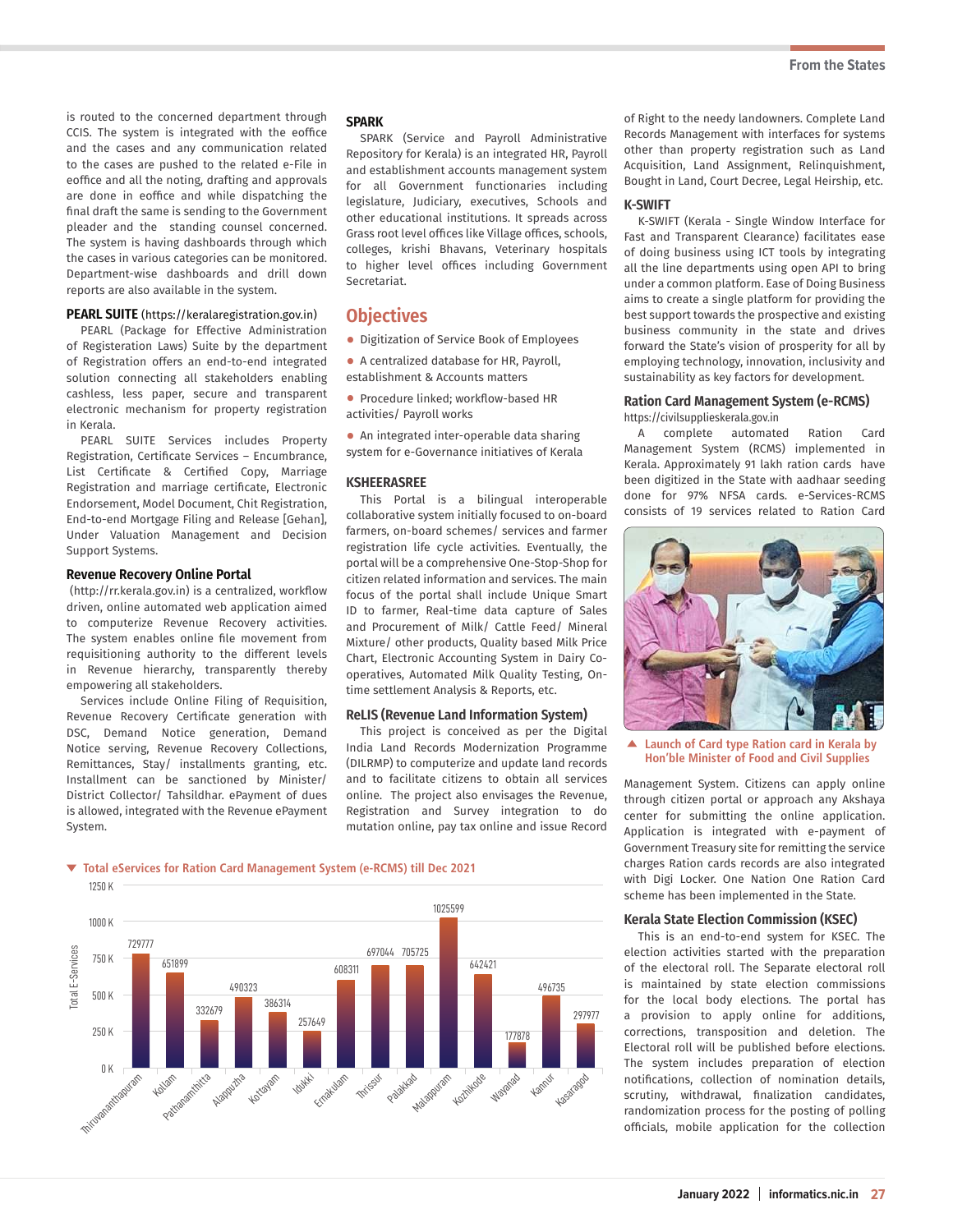is routed to the concerned department through CCIS. The system is integrated with the eoffice and the cases and any communication related to the cases are pushed to the related e-File in eoffice and all the noting, drafting and approvals are done in eoffice and while dispatching the final draft the same is sending to the Government pleader and the standing counsel concerned. The system is having dashboards through which the cases in various categories can be monitored. Department-wise dashboards and drill down reports are also available in the system.

### PEARL SUITE (https://keralaregistration.gov.in)

PEARL (Package for Effective Administration of Registration Laws) Suite by the department of Registration offers an end-to-end integrated solution connecting all stakeholders enabling cashless, less paper, secure and transparent electronic mechanism for property registration in Kerala.

PEARL SUITE Services includes Property Registration, Certificate Services – Encumbrance, List Certificate & Certified Copy, Marriage Registration and marriage certificate, Electronic Endorsement, Model Document, Chit Registration, End-to-end Mortgage Filing and Release [Gehan], Under Valuation Management and Decision Support Systems.

### Revenue Recovery Online Portal

(http://rr.kerala.gov.in) is a centralized, workflow driven, online automated web application aimed to computerize Revenue Recovery activities. The system enables online file movement from requisitioning authority to the different levels in Revenue hierarchy, transparently thereby empowering all stakeholders.

Services include Online Filing of Requisition, Revenue Recovery Certificate generation with DSC, Demand Notice generation, Demand Notice serving, Revenue Recovery Collections, Remittances, Stay/ installments granting, etc. Installment can be sanctioned by Minister/ District Collector/ Tahsildhar. ePayment of dues is allowed, integrated with the Revenue ePayment System.

### SPARK

SPARK (Service and Payroll Administrative Repository for Kerala) is an integrated HR, Payroll and establishment accounts management system for all Government functionaries including legislature, Judiciary, executives, Schools and other educational institutions. It spreads across Grass root level offices like Village offices, schools, colleges, krishi Bhavans, Veterinary hospitals to higher level offices including Government Secretariat.

## Objectives

- Digitization of Service Book of Employees
- A centralized database for HR, Payroll, establishment & Accounts matters
- Procedure linked; workflow-based HR activities/ Payroll works
- An integrated inter-operable data sharing system for e-Governance initiatives of Kerala

### KSHEERASREE

This Portal is a bilingual interoperable collaborative system initially focused to on-board farmers, on-board schemes/ services and farmer registration life cycle activities. Eventually, the portal will be a comprehensive One-Stop-Shop for citizen related information and services. The main focus of the portal shall include Unique Smart ID to farmer, Real-time data capture of Sales and Procurement of Milk/ Cattle Feed/ Mineral Mixture/ other products, Quality based Milk Price Chart, Electronic Accounting System in Dairy Co-operatives, Automated Milk Quality Testing, On-time settlement Analysis & Reports, etc.

### ReLIS (Revenue Land Information System)

This project is conceived as per the Digital India Land Records Modernization Programme (DILRMP) to computerize and update land records and to facilitate citizens to obtain all services online. The project also envisages the Revenue, Registration and Survey integration to do mutation online, pay tax online and issue Record of Right to the needy landowners. Complete Land Records Management with interfaces for systems other than property registration such as Land Acquisition, Land Assignment, Relinquishment, Bought in Land, Court Decree, Legal Heirship, etc.

### K-SWIFT

K-SWIFT (Kerala - Single Window Interface for Fast and Transparent Clearance) facilitates ease of doing business using ICT tools by integrating all the line departments using open API to bring under a common platform. Ease of Doing Business aims to create a single platform for providing the best support towards the prospective and existing business community in the state and drives forward the State's vision of prosperity for all by employing technology, innovation, inclusivity and sustainability as key factors for development.

### Ration Card Management System (e-RCMS)

https://civilsupplieskerala.gov.in

A complete automated Ration Card Management System (RCMS) implemented in Kerala. Approximately 91 lakh ration cards have been digitized in the State with aadhaar seeding done for 97% NFSA cards. e-Services-RCMS consists of 19 services related to Ration Card Management System. Citizens can apply online through citizen portal or approach any Akshaya center for submitting the online application. Application is integrated with e-payment of Government Treasury site for remitting the service charges Ration cards records are also integrated with Digi Locker. One Nation One Ration Card scheme has been implemented in the State.

▲ Launch of Card type Ration card in Kerala by Hon'ble Minister of Food and Civil Supplies

### Kerala State Election Commission (KSEC)

This is an end-to-end system for KSEC. The election activities started with the preparation of the electoral roll. The Separate electoral roll is maintained by state election commissions for the local body elections. The portal has a provision to apply online for additions, corrections, transposition and deletion. The Electoral roll will be published before elections. The system includes preparation of election notifications, collection of nomination details, scrutiny, withdrawal, finalization candidates, randomization process for the posting of polling officials, mobile application for the collection

▼ Total eServices for Ration Card Management System (e-RCMS) till Dec 2021

| District | Total E-Services |
|---|---|
| Thiruvananthapuram | 729777 |
| Kollam | 651899 |
| Pathanamthitta | 332679 |
| Alappuzha | 490323 |
| Kottayam | 386314 |
| Idukki | 257649 |
| Ernakulam | 608311 |
| Thrissur | 697044 |
| Palakkad | 705725 |
| Malappuram | 1025599 |
| Kozhikode | 642421 |
| Wayanad | 177878 |
| Kannur | 496735 |
| Kasaragod | 297977 |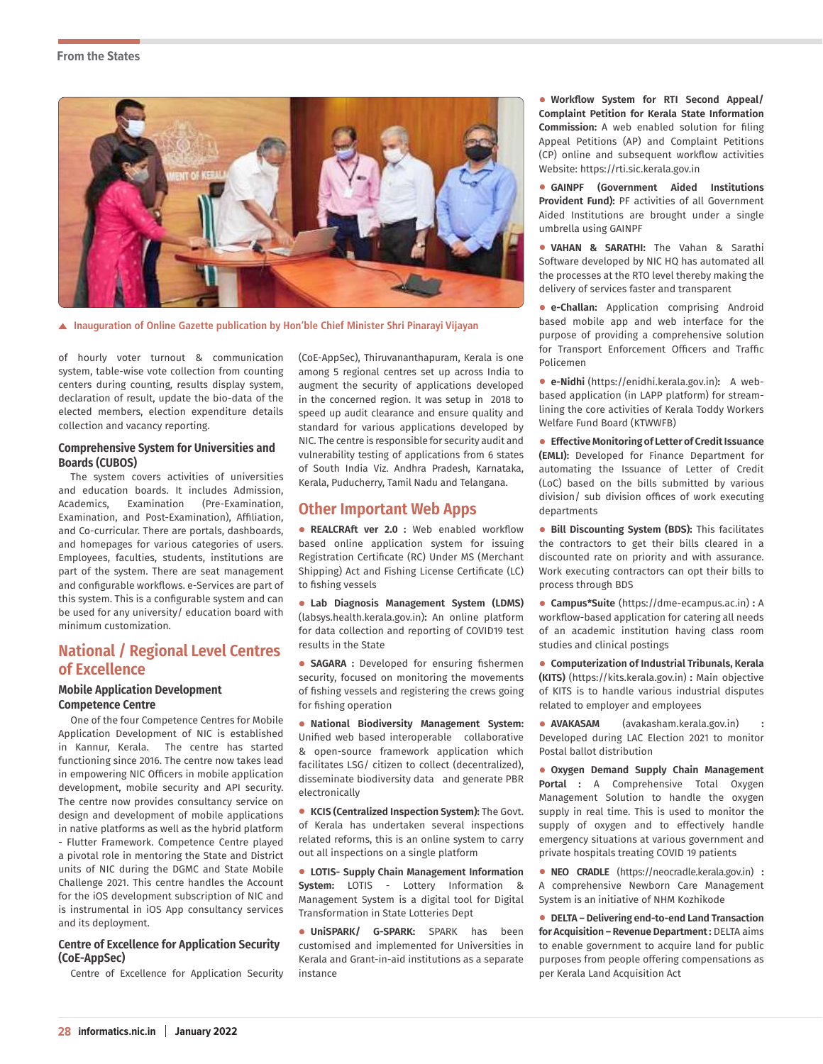▲ Inauguration of Online Gazette publication by Hon'ble Chief Minister Shri Pinarayi Vijayan

of hourly voter turnout & communication system, table-wise vote collection from counting centers during counting, results display system, declaration of result, update the bio-data of the elected members, election expenditure details collection and vacancy reporting.

### Comprehensive System for Universities and Boards (CUBOS)

The system covers activities of universities and education boards. It includes Admission, Academics, Examination (Pre-Examination, Examination, and Post-Examination), Affiliation, and Co-curricular. There are portals, dashboards, and homepages for various categories of users. Employees, faculties, students, institutions are part of the system. There are seat management and configurable workflows. e-Services are part of this system. This is a configurable system and can be used for any university/ education board with minimum customization.

## National / Regional Level Centres of Excellence

### Mobile Application Development Competence Centre

One of the four Competence Centres for Mobile Application Development of NIC is established in Kannur, Kerala. The centre has started functioning since 2016. The centre now takes lead in empowering NIC Officers in mobile application development, mobile security and API security. The centre now provides consultancy service on design and development of mobile applications in native platforms as well as the hybrid platform - Flutter Framework. Competence Centre played a pivotal role in mentoring the State and District units of NIC during the DGMC and State Mobile Challenge 2021. This centre handles the Account for the iOS development subscription of NIC and is instrumental in iOS App consultancy services and its deployment.

### Centre of Excellence for Application Security (CoE-AppSec)

Centre of Excellence for Application Security (CoE-AppSec), Thiruvananthapuram, Kerala is one among 5 regional centres set up across India to augment the security of applications developed in the concerned region. It was setup in 2018 to speed up audit clearance and ensure quality and standard for various applications developed by NIC. The centre is responsible for security audit and vulnerability testing of applications from 6 states of South India Viz. Andhra Pradesh, Karnataka, Kerala, Puducherry, Tamil Nadu and Telangana.

## Other Important Web Apps

- **REALCRAft ver 2.0 :** Web enabled workflow based online application system for issuing Registration Certificate (RC) Under MS (Merchant Shipping) Act and Fishing License Certificate (LC) to fishing vessels
- **Lab Diagnosis Management System (LDMS)** (labsys.health.kerala.gov.in)**:** An online platform for data collection and reporting of COVID19 test results in the State
- **SAGARA :** Developed for ensuring fishermen security, focused on monitoring the movements of fishing vessels and registering the crews going for fishing operation
- **National Biodiversity Management System:** Unified web based interoperable collaborative & open-source framework application which facilitates LSG/ citizen to collect (decentralized), disseminate biodiversity data and generate PBR electronically
- **KCIS (Centralized Inspection System):** The Govt. of Kerala has undertaken several inspections related reforms, this is an online system to carry out all inspections on a single platform
- **LOTIS- Supply Chain Management Information System:** LOTIS - Lottery Information & Management System is a digital tool for Digital Transformation in State Lotteries Dept
- **UniSPARK/ G-SPARK:** SPARK has been customised and implemented for Universities in Kerala and Grant-in-aid institutions as a separate instance
- **Workflow System for RTI Second Appeal/ Complaint Petition for Kerala State Information Commission:** A web enabled solution for filing Appeal Petitions (AP) and Complaint Petitions (CP) online and subsequent workflow activities Website: https://rti.sic.kerala.gov.in
- **GAINPF (Government Aided Institutions Provident Fund):** PF activities of all Government Aided Institutions are brought under a single umbrella using GAINPF
- **VAHAN & SARATHI:** The Vahan & Sarathi Software developed by NIC HQ has automated all the processes at the RTO level thereby making the delivery of services faster and transparent
- **e-Challan:** Application comprising Android based mobile app and web interface for the purpose of providing a comprehensive solution for Transport Enforcement Officers and Traffic Policemen
- **e-Nidhi** (https://enidhi.kerala.gov.in)**:** A web-based application (in LAPP platform) for stream-lining the core activities of Kerala Toddy Workers Welfare Fund Board (KTWWFB)
- **Effective Monitoring of Letter of Credit Issuance (EMLI):** Developed for Finance Department for automating the Issuance of Letter of Credit (LoC) based on the bills submitted by various division/ sub division offices of work executing departments
- **Bill Discounting System (BDS):** This facilitates the contractors to get their bills cleared in a discounted rate on priority and with assurance. Work executing contractors can opt their bills to process through BDS
- **Campus*Suite** (https://dme-ecampus.ac.in) **:** A workflow-based application for catering all needs of an academic institution having class room studies and clinical postings
- **Computerization of Industrial Tribunals, Kerala (KITS)** (https://kits.kerala.gov.in) **:** Main objective of KITS is to handle various industrial disputes related to employer and employees
- **AVAKASAM** (avakasham.kerala.gov.in) **:** Developed during LAC Election 2021 to monitor Postal ballot distribution
- **Oxygen Demand Supply Chain Management Portal :** A Comprehensive Total Oxygen Management Solution to handle the oxygen supply in real time. This is used to monitor the supply of oxygen and to effectively handle emergency situations at various government and private hospitals treating COVID 19 patients
- **NEO CRADLE** (https://neocradle.kerala.gov.in) **:** A comprehensive Newborn Care Management System is an initiative of NHM Kozhikode
- **DELTA – Delivering end-to-end Land Transaction for Acquisition – Revenue Department :** DELTA aims to enable government to acquire land for public purposes from people offering compensations as per Kerala Land Acquisition Act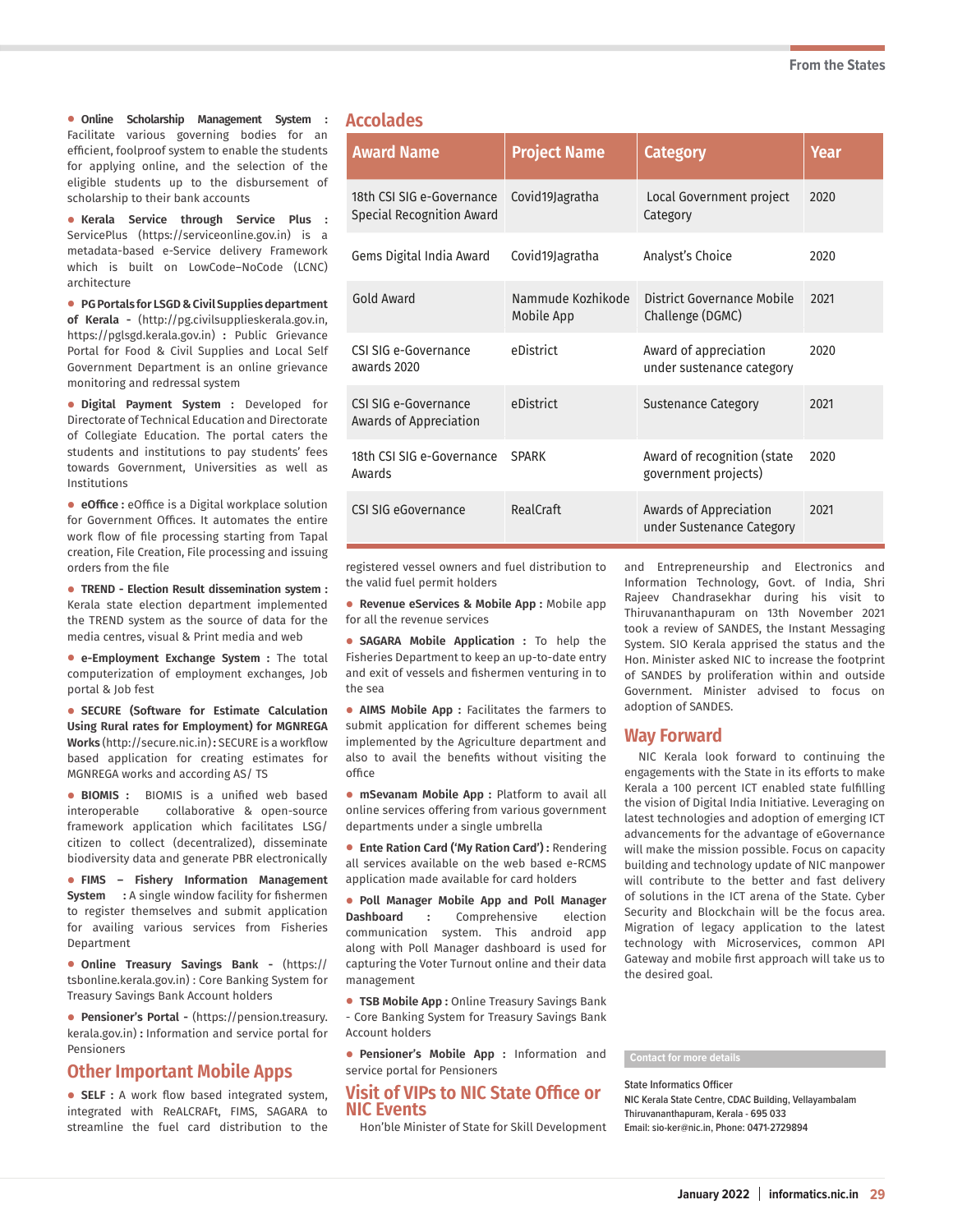- **Online Scholarship Management System :** Facilitate various governing bodies for an efficient, foolproof system to enable the students for applying online, and the selection of the eligible students up to the disbursement of scholarship to their bank accounts
- **Kerala Service through Service Plus :** ServicePlus (https://serviceonline.gov.in) is a metadata-based e-Service delivery Framework which is built on LowCode–NoCode (LCNC) architecture
- **PG Portals for LSGD & Civil Supplies department of Kerala -** (http://pg.civilsupplieskerala.gov.in, https://pglsgd.kerala.gov.in) **:** Public Grievance Portal for Food & Civil Supplies and Local Self Government Department is an online grievance monitoring and redressal system
- **Digital Payment System :** Developed for Directorate of Technical Education and Directorate of Collegiate Education. The portal caters the students and institutions to pay students' fees towards Government, Universities as well as Institutions
- **eOffice :** eOffice is a Digital workplace solution for Government Offices. It automates the entire work flow of file processing starting from Tapal creation, File Creation, File processing and issuing orders from the file
- **TREND - Election Result dissemination system :** Kerala state election department implemented the TREND system as the source of data for the media centres, visual & Print media and web
- **e-Employment Exchange System :** The total computerization of employment exchanges, Job portal & Job fest
- **SECURE (Software for Estimate Calculation Using Rural rates for Employment) for MGNREGA Works** (http://secure.nic.in) **:** SECURE is a workflow based application for creating estimates for MGNREGA works and according AS/ TS
- **BIOMIS :** BIOMIS is a unified web based interoperable collaborative & open-source framework application which facilitates LSG/ citizen to collect (decentralized), disseminate biodiversity data and generate PBR electronically
- **FIMS – Fishery Information Management System :** A single window facility for fishermen to register themselves and submit application for availing various services from Fisheries Department
- **Online Treasury Savings Bank -** (https://tsbonline.kerala.gov.in) : Core Banking System for Treasury Savings Bank Account holders
- **Pensioner's Portal -** (https://pension.treasury.kerala.gov.in) **:** Information and service portal for Pensioners

## Other Important Mobile Apps

- **SELF :** A work flow based integrated system, integrated with ReALCRAFt, FIMS, SAGARA to streamline the fuel card distribution to the registered vessel owners and fuel distribution to the valid fuel permit holders
- **Revenue eServices & Mobile App :** Mobile app for all the revenue services
- **SAGARA Mobile Application :** To help the Fisheries Department to keep an up-to-date entry and exit of vessels and fishermen venturing in to the sea
- **AIMS Mobile App :** Facilitates the farmers to submit application for different schemes being implemented by the Agriculture department and also to avail the benefits without visiting the office
- **mSevanam Mobile App :** Platform to avail all online services offering from various government departments under a single umbrella
- **Ente Ration Card ('My Ration Card') :** Rendering all services available on the web based e-RCMS application made available for card holders
- **Poll Manager Mobile App and Poll Manager Dashboard :** Comprehensive election communication system. This android app along with Poll Manager dashboard is used for capturing the Voter Turnout online and their data management
- **TSB Mobile App :** Online Treasury Savings Bank - Core Banking System for Treasury Savings Bank Account holders
- **Pensioner's Mobile App :** Information and service portal for Pensioners

## Accolades

| Award Name | Project Name | Category | Year |
|---|---|---|---|
| 18th CSI SIG e-Governance Special Recognition Award | Covid19Jagratha | Local Government project Category | 2020 |
| Gems Digital India Award | Covid19Jagratha | Analyst's Choice | 2020 |
| Gold Award | Nammude Kozhikode Mobile App | District Governance Mobile Challenge (DGMC) | 2021 |
| CSI SIG e-Governance awards 2020 | eDistrict | Award of appreciation under sustenance category | 2020 |
| CSI SIG e-Governance Awards of Appreciation | eDistrict | Sustenance Category | 2021 |
| 18th CSI SIG e-Governance Awards | SPARK | Award of recognition (state government projects) | 2020 |
| CSI SIG eGovernance | RealCraft | Awards of Appreciation under Sustenance Category | 2021 |

## Visit of VIPs to NIC State Office or NIC Events

Hon'ble Minister of State for Skill Development and Entrepreneurship and Electronics and Information Technology, Govt. of India, Shri Rajeev Chandrasekhar during his visit to Thiruvananthapuram on 13th November 2021 took a review of SANDES, the Instant Messaging System. SIO Kerala apprised the status and the Hon. Minister asked NIC to increase the footprint of SANDES by proliferation within and outside Government. Minister advised to focus on adoption of SANDES.

## Way Forward

NIC Kerala look forward to continuing the engagements with the State in its efforts to make Kerala a 100 percent ICT enabled state fulfilling the vision of Digital India Initiative. Leveraging on latest technologies and adoption of emerging ICT advancements for the advantage of eGovernance will make the mission possible. Focus on capacity building and technology update of NIC manpower will contribute to the better and fast delivery of solutions in the ICT arena of the State. Cyber Security and Blockchain will be the focus area. Migration of legacy application to the latest technology with Microservices, common API Gateway and mobile first approach will take us to the desired goal.

**Contact for more details**

State Informatics Officer
NIC Kerala State Centre, CDAC Building, Vellayambalam
Thiruvananthapuram, Kerala - 695 033
Email: sio-ker@nic.in, Phone: 0471-2729894